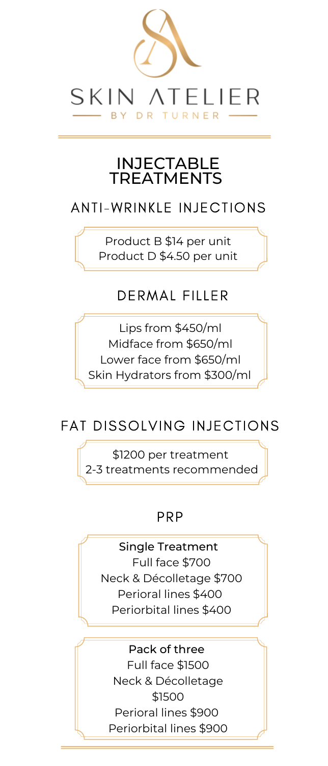# SKIN ATELIER

BY DR TURNER

## INJECTABLE TREATMENTS

### ANTI-WRINKLE INJECTIONS

Product B $14 per unit
Product D $4.50 per unit

### DERMAL FILLER

Lips from $450/ml
Midface from $650/ml
Lower face from $650/ml
Skin Hydrators from $300/ml

### FAT DISSOLVING INJECTIONS

$1200 per treatment
2-3 treatments recommended

### PRP

**Single Treatment**
Full face $700
Neck & Décolletage $700
Perioral lines $400
Periorbital lines $400

**Pack of three**
Full face $1500
Neck & Décolletage $1500
Perioral lines $900
Periorbital lines $900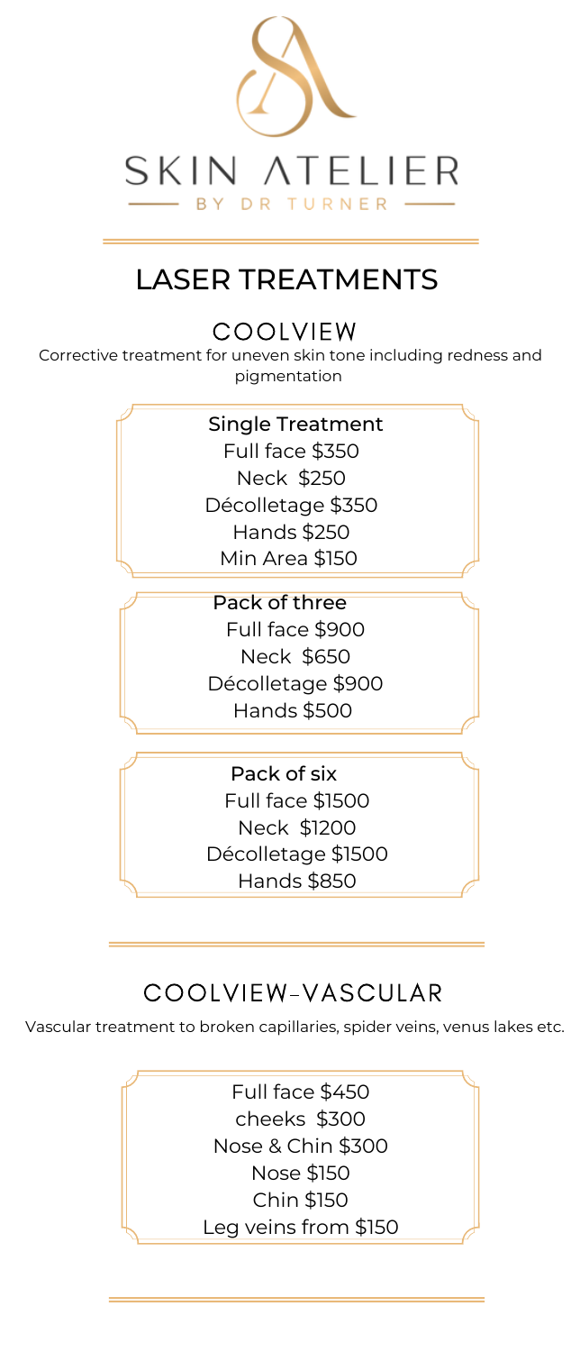SKIN ATELIER

BY DR TURNER

# LASER TREATMENTS

## COOLVIEW

Corrective treatment for uneven skin tone including redness and pigmentation

**Single Treatment**

Full face $350
Neck $250
Décolletage $350
Hands $250
Min Area $150

**Pack of three**

Full face $900
Neck $650
Décolletage $900
Hands $500

**Pack of six**

Full face $1500
Neck $1200
Décolletage $1500
Hands $850

## COOLVIEW-VASCULAR

Vascular treatment to broken capillaries, spider veins, venus lakes etc.

Full face $450
cheeks $300
Nose & Chin $300
Nose $150
Chin $150
Leg veins from $150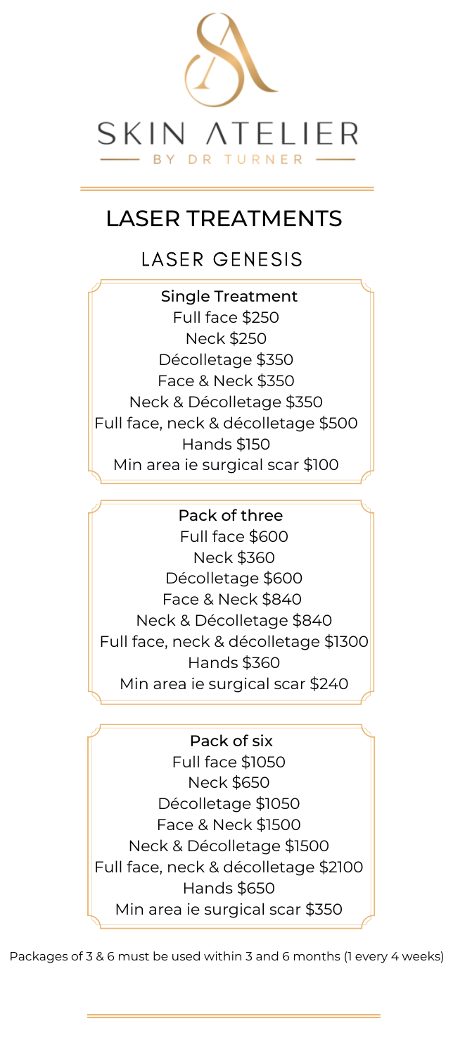SKIN ATELIER

BY DR TURNER

# LASER TREATMENTS

## LASER GENESIS

**Single Treatment**

Full face $250
Neck $250
Décolletage $350
Face & Neck $350
Neck & Décolletage $350
Full face, neck & décolletage $500
Hands $150
Min area ie surgical scar $100

**Pack of three**

Full face $600
Neck $360
Décolletage $600
Face & Neck $840
Neck & Décolletage $840
Full face, neck & décolletage $1300
Hands $360
Min area ie surgical scar $240

**Pack of six**

Full face $1050
Neck $650
Décolletage $1050
Face & Neck $1500
Neck & Décolletage $1500
Full face, neck & décolletage $2100
Hands $650
Min area ie surgical scar $350

Packages of 3 & 6 must be used within 3 and 6 months (1 every 4 weeks)